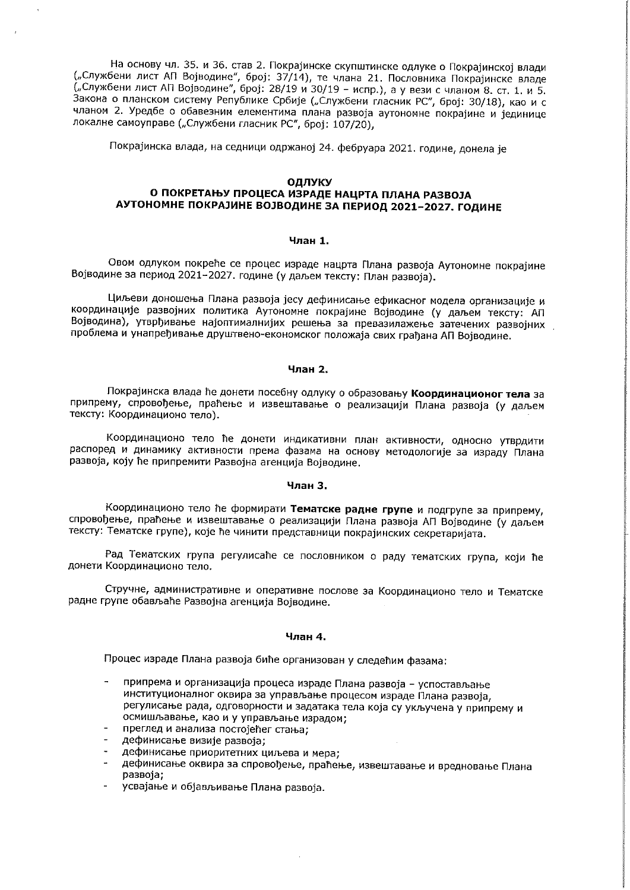На основу чл. 35. и 36. став 2. Покрајинске скупштинске одлуке о Покрајинској влади („Службени лист АП Војводине", број: 37/14), те члана 21. Пословника Покрајинске владе („Службени лист АП Војводине", број: 28/19 и 30/19 – испр.), а у вези с чланом 8. ст. 1. и 5. Закона о планском систему Републике Србије („Службени гласник РС", број: 30/18), као и с чланом 2. Уредбе о обавезним елементима плана развоја аутономне покрајине и јединице локалне самоуправе („Службени гласник РС", број: 107/20),

Покрајинска влада, на седници одржаној 24. фебруара 2021. године, донела је

# ОДЛУКУ
# О ПОКРЕТАЊУ ПРОЦЕСА ИЗРАДЕ НАЦРТА ПЛАНА РАЗВОЈА АУТОНОМНЕ ПОКРАЈИНЕ ВОЈВОДИНЕ ЗА ПЕРИОД 2021–2027. ГОДИНЕ

## Члан 1.

Овом одлуком покреће се процес израде нацрта Плана развоја Аутономне покрајине Војводине за период 2021–2027. године (у даљем тексту: План развоја).

Циљеви доношења Плана развоја јесу дефинисање ефикасног модела организације и координације развојних политика Аутономне покрајине Војводине (у даљем тексту: АП Војводина), утврђивање најоптималнијих решења за превазилажење затечених развојних проблема и унапређивање друштвено-економског положаја свих грађана АП Војводине.

## Члан 2.

Покрајинска влада ће донети посебну одлуку о образовању **Координационог тела** за припрему, спровођење, праћење и извештавање о реализацији Плана развоја (у даљем тексту: Координационо тело).

Координационо тело ће донети индикативни план активности, односно утврдити распоред и динамику активности према фазама на основу методологије за израду Плана развоја, коју ће припремити Развојна агенција Војводине.

## Члан 3.

Координационо тело ће формирати **Тематске радне групе** и подгрупе за припрему, спровођење, праћење и извештавање о реализацији Плана развоја АП Војводине (у даљем тексту: Тематске групе), које ће чинити представници покрајинских секретаријата.

Рад Тематских група регулисаће се пословником о раду тематских група, који ће донети Координационо тело.

Стручне, административне и оперативне послове за Координационо тело и Тематске радне групе обављаће Развојна агенција Војводине.

## Члан 4.

Процес израде Плана развоја биће организован у следећим фазама:

- припрема и организација процеса израде Плана развоја – успостављање институционалног оквира за управљање процесом израде Плана развоја, регулисање рада, одговорности и задатака тела која су укључена у припрему и осмишљавање, као и у управљање израдом;
- преглед и анализа постојећег стања;
- дефинисање визије развоја;
- дефинисање приоритетних циљева и мера;
- дефинисање оквира за спровођење, праћење, извештавање и вредновање Плана развоја;
- усвајање и објављивање Плана развоја.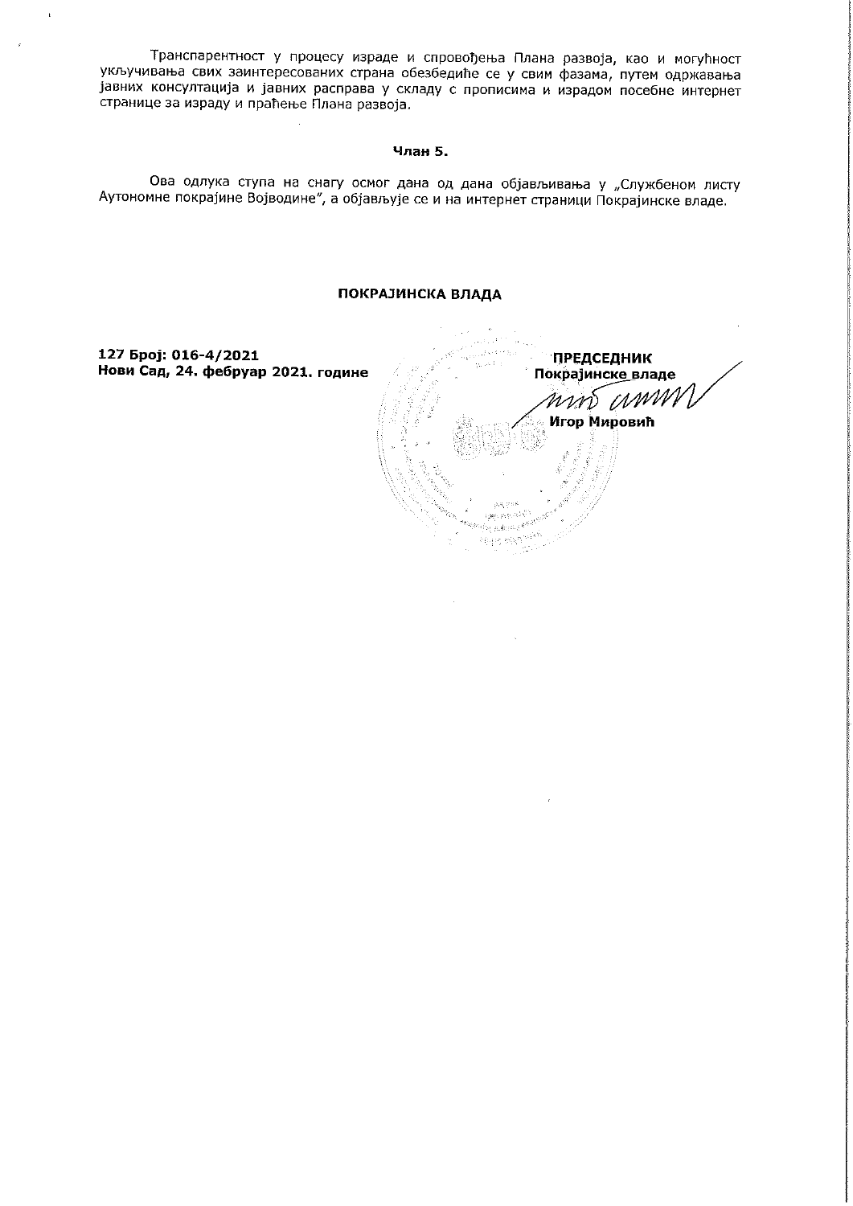Транспарентност у процесу израде и спровођења Плана развоја, као и могућност укључивања свих заинтересованих страна обезбедиће се у свим фазама, путем одржавања јавних консултација и јавних расправа у складу с прописима и израдом посебне интернет странице за израду и праћење Плана развоја.

**Члан 5.**

Ова одлука ступа на снагу осмог дана од дана објављивања у „Службеном листу Аутономне покрајине Војводине", а објављује се и на интернет страници Покрајинске владе.

**ПОКРАЈИНСКА ВЛАДА**

**127 Број: 016-4/2021**
**Нови Сад, 24. фебруар 2021. године**

**ПРЕДСЕДНИК**
**Покрајинске владе**
**Игор Мировић**